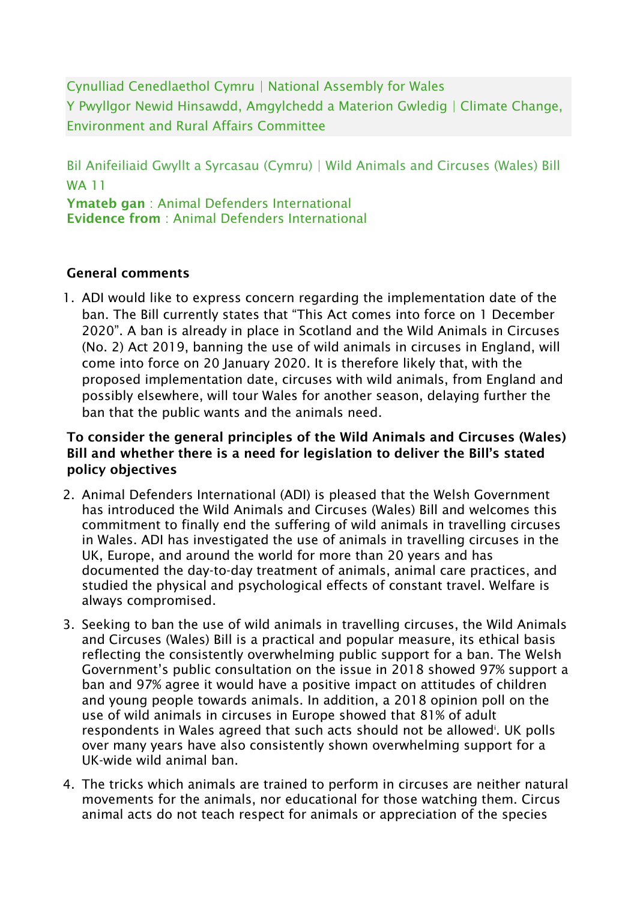Cynulliad Cenedlaethol Cymru | National Assembly for Wales
Y Pwyllgor Newid Hinsawdd, Amgylchedd a Materion Gwledig | Climate Change, Environment and Rural Affairs Committee

Bil Anifeiliaid Gwyllt a Syrcasau (Cymru) | Wild Animals and Circuses (Wales) Bill
WA 11
**Ymateb gan** : Animal Defenders International
**Evidence from** : Animal Defenders International

**General comments**

1. ADI would like to express concern regarding the implementation date of the ban. The Bill currently states that "This Act comes into force on 1 December 2020". A ban is already in place in Scotland and the Wild Animals in Circuses (No. 2) Act 2019, banning the use of wild animals in circuses in England, will come into force on 20 January 2020. It is therefore likely that, with the proposed implementation date, circuses with wild animals, from England and possibly elsewhere, will tour Wales for another season, delaying further the ban that the public wants and the animals need.

**To consider the general principles of the Wild Animals and Circuses (Wales) Bill and whether there is a need for legislation to deliver the Bill's stated policy objectives**

2. Animal Defenders International (ADI) is pleased that the Welsh Government has introduced the Wild Animals and Circuses (Wales) Bill and welcomes this commitment to finally end the suffering of wild animals in travelling circuses in Wales. ADI has investigated the use of animals in travelling circuses in the UK, Europe, and around the world for more than 20 years and has documented the day-to-day treatment of animals, animal care practices, and studied the physical and psychological effects of constant travel. Welfare is always compromised.

3. Seeking to ban the use of wild animals in travelling circuses, the Wild Animals and Circuses (Wales) Bill is a practical and popular measure, its ethical basis reflecting the consistently overwhelming public support for a ban. The Welsh Government's public consultation on the issue in 2018 showed 97% support a ban and 97% agree it would have a positive impact on attitudes of children and young people towards animals. In addition, a 2018 opinion poll on the use of wild animals in circuses in Europe showed that 81% of adult respondents in Wales agreed that such acts should not be allowed[i]. UK polls over many years have also consistently shown overwhelming support for a UK-wide wild animal ban.

4. The tricks which animals are trained to perform in circuses are neither natural movements for the animals, nor educational for those watching them. Circus animal acts do not teach respect for animals or appreciation of the species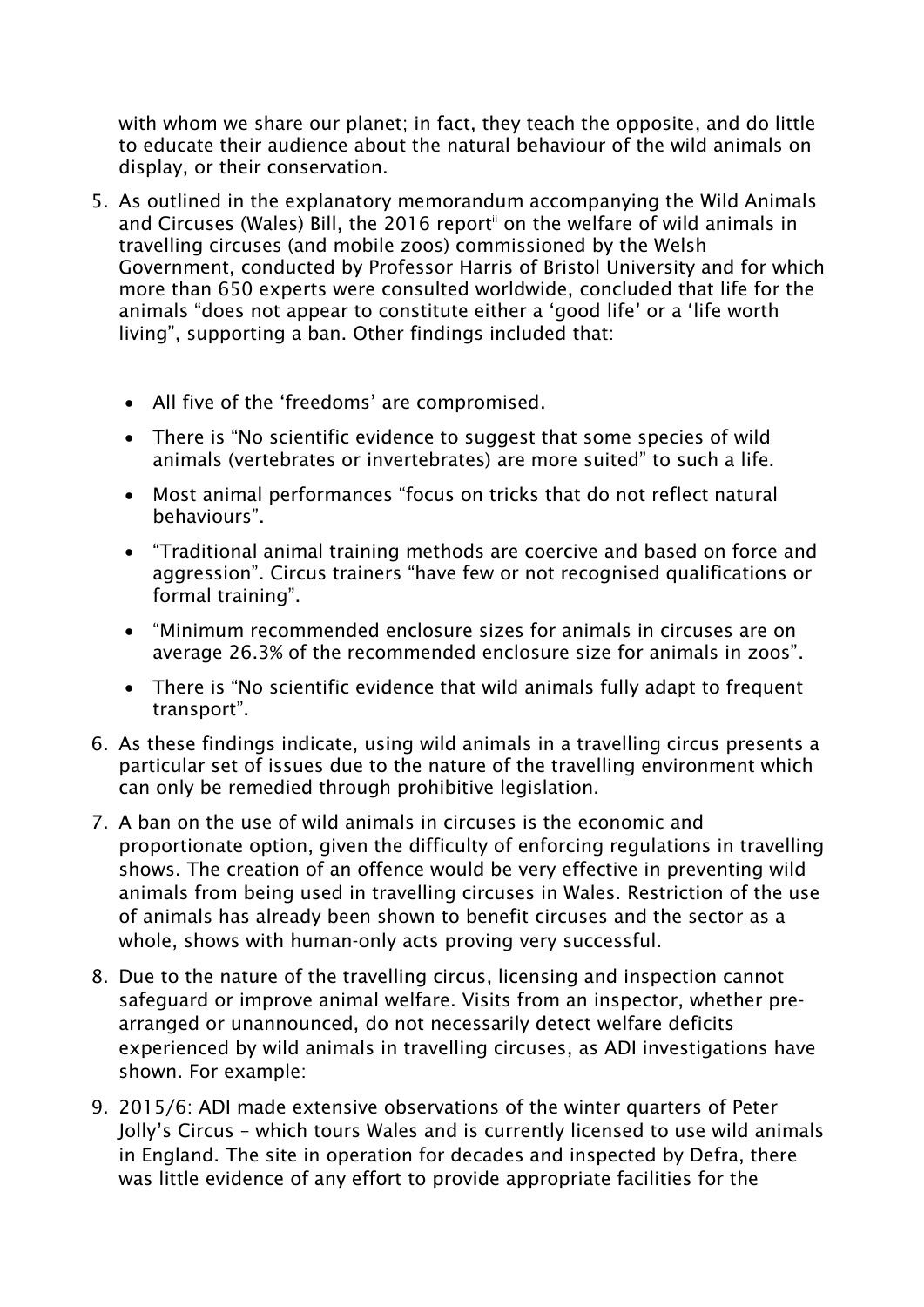with whom we share our planet; in fact, they teach the opposite, and do little to educate their audience about the natural behaviour of the wild animals on display, or their conservation.

5. As outlined in the explanatory memorandum accompanying the Wild Animals and Circuses (Wales) Bill, the 2016 report[ii] on the welfare of wild animals in travelling circuses (and mobile zoos) commissioned by the Welsh Government, conducted by Professor Harris of Bristol University and for which more than 650 experts were consulted worldwide, concluded that life for the animals "does not appear to constitute either a 'good life' or a 'life worth living", supporting a ban. Other findings included that:

   - All five of the 'freedoms' are compromised.
   - There is "No scientific evidence to suggest that some species of wild animals (vertebrates or invertebrates) are more suited" to such a life.
   - Most animal performances "focus on tricks that do not reflect natural behaviours".
   - "Traditional animal training methods are coercive and based on force and aggression". Circus trainers "have few or not recognised qualifications or formal training".
   - "Minimum recommended enclosure sizes for animals in circuses are on average 26.3% of the recommended enclosure size for animals in zoos".
   - There is "No scientific evidence that wild animals fully adapt to frequent transport".

6. As these findings indicate, using wild animals in a travelling circus presents a particular set of issues due to the nature of the travelling environment which can only be remedied through prohibitive legislation.

7. A ban on the use of wild animals in circuses is the economic and proportionate option, given the difficulty of enforcing regulations in travelling shows. The creation of an offence would be very effective in preventing wild animals from being used in travelling circuses in Wales. Restriction of the use of animals has already been shown to benefit circuses and the sector as a whole, shows with human-only acts proving very successful.

8. Due to the nature of the travelling circus, licensing and inspection cannot safeguard or improve animal welfare. Visits from an inspector, whether pre-arranged or unannounced, do not necessarily detect welfare deficits experienced by wild animals in travelling circuses, as ADI investigations have shown. For example:

9. 2015/6: ADI made extensive observations of the winter quarters of Peter Jolly's Circus – which tours Wales and is currently licensed to use wild animals in England. The site in operation for decades and inspected by Defra, there was little evidence of any effort to provide appropriate facilities for the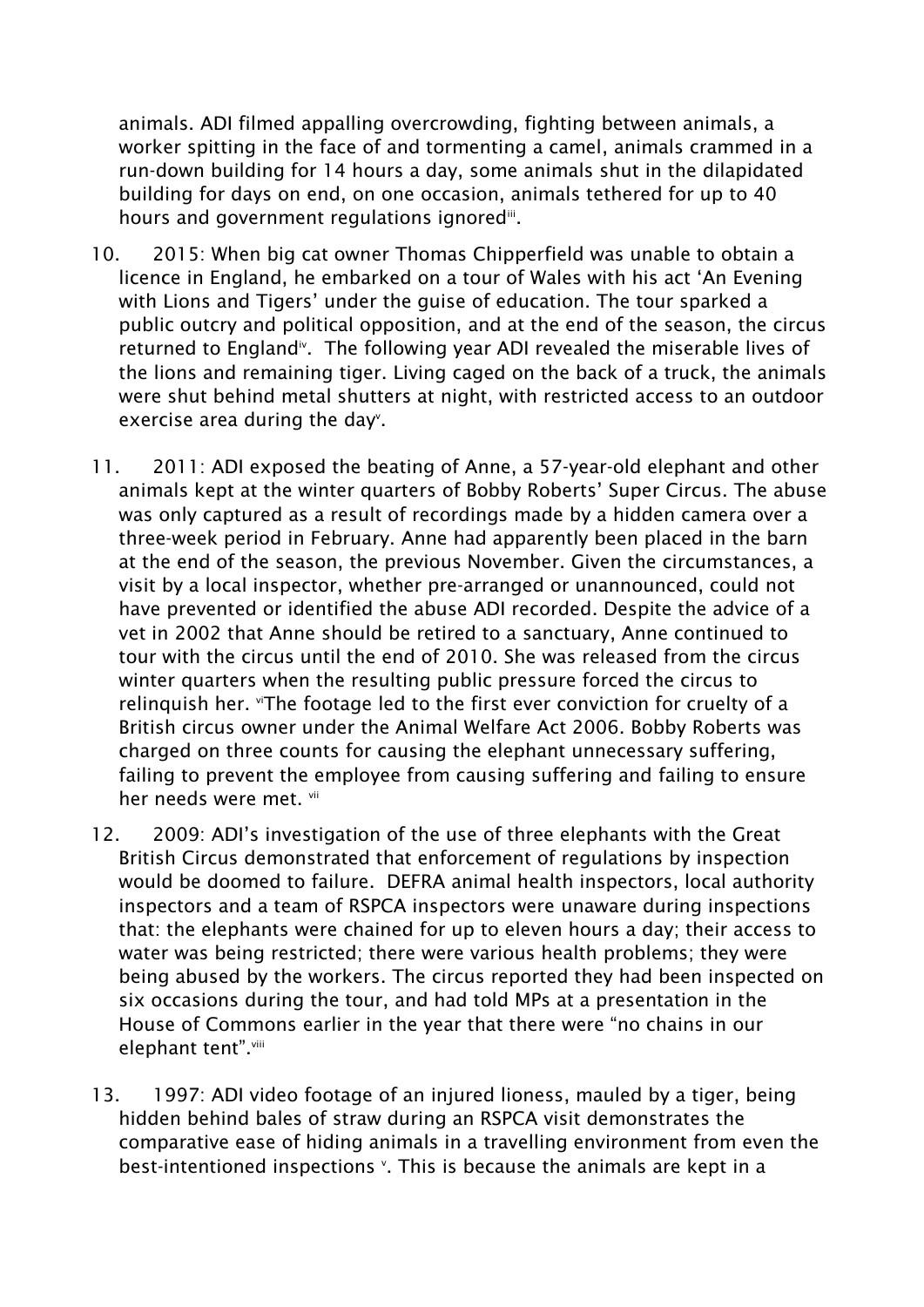animals. ADI filmed appalling overcrowding, fighting between animals, a worker spitting in the face of and tormenting a camel, animals crammed in a run-down building for 14 hours a day, some animals shut in the dilapidated building for days on end, on one occasion, animals tethered for up to 40 hours and government regulations ignored[iii].

10. 2015: When big cat owner Thomas Chipperfield was unable to obtain a licence in England, he embarked on a tour of Wales with his act 'An Evening with Lions and Tigers' under the guise of education. The tour sparked a public outcry and political opposition, and at the end of the season, the circus returned to England[iv]. The following year ADI revealed the miserable lives of the lions and remaining tiger. Living caged on the back of a truck, the animals were shut behind metal shutters at night, with restricted access to an outdoor exercise area during the day[v].

11. 2011: ADI exposed the beating of Anne, a 57-year-old elephant and other animals kept at the winter quarters of Bobby Roberts' Super Circus. The abuse was only captured as a result of recordings made by a hidden camera over a three-week period in February. Anne had apparently been placed in the barn at the end of the season, the previous November. Given the circumstances, a visit by a local inspector, whether pre-arranged or unannounced, could not have prevented or identified the abuse ADI recorded. Despite the advice of a vet in 2002 that Anne should be retired to a sanctuary, Anne continued to tour with the circus until the end of 2010. She was released from the circus winter quarters when the resulting public pressure forced the circus to relinquish her. [vi]The footage led to the first ever conviction for cruelty of a British circus owner under the Animal Welfare Act 2006. Bobby Roberts was charged on three counts for causing the elephant unnecessary suffering, failing to prevent the employee from causing suffering and failing to ensure her needs were met. [vii]

12. 2009: ADI's investigation of the use of three elephants with the Great British Circus demonstrated that enforcement of regulations by inspection would be doomed to failure. DEFRA animal health inspectors, local authority inspectors and a team of RSPCA inspectors were unaware during inspections that: the elephants were chained for up to eleven hours a day; their access to water was being restricted; there were various health problems; they were being abused by the workers. The circus reported they had been inspected on six occasions during the tour, and had told MPs at a presentation in the House of Commons earlier in the year that there were "no chains in our elephant tent".[viii]

13. 1997: ADI video footage of an injured lioness, mauled by a tiger, being hidden behind bales of straw during an RSPCA visit demonstrates the comparative ease of hiding animals in a travelling environment from even the best-intentioned inspections [v]. This is because the animals are kept in a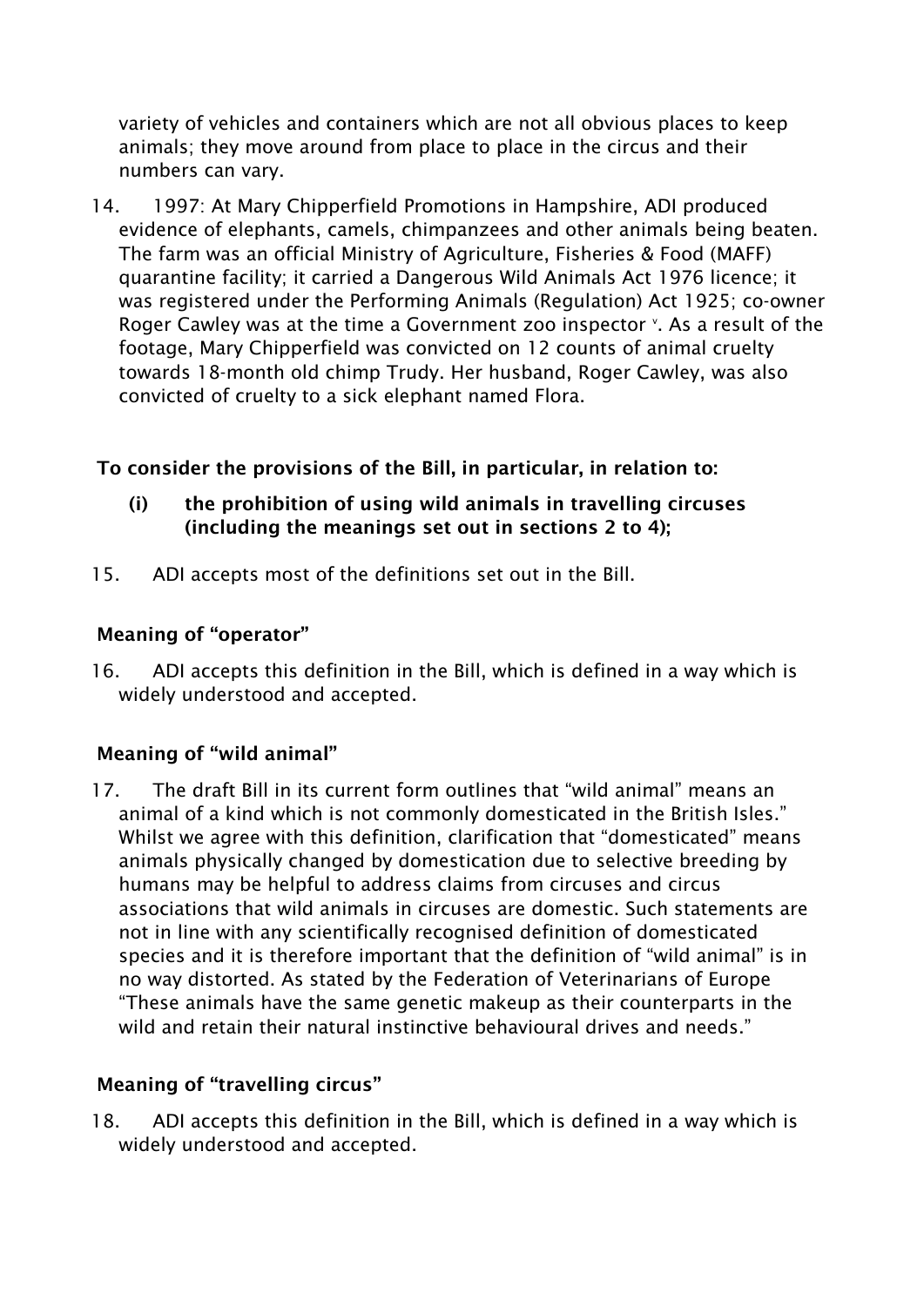variety of vehicles and containers which are not all obvious places to keep animals; they move around from place to place in the circus and their numbers can vary.

14. 1997: At Mary Chipperfield Promotions in Hampshire, ADI produced evidence of elephants, camels, chimpanzees and other animals being beaten. The farm was an official Ministry of Agriculture, Fisheries & Food (MAFF) quarantine facility; it carried a Dangerous Wild Animals Act 1976 licence; it was registered under the Performing Animals (Regulation) Act 1925; co-owner Roger Cawley was at the time a Government zoo inspector [v]. As a result of the footage, Mary Chipperfield was convicted on 12 counts of animal cruelty towards 18-month old chimp Trudy. Her husband, Roger Cawley, was also convicted of cruelty to a sick elephant named Flora.

**To consider the provisions of the Bill, in particular, in relation to:**

**(i) the prohibition of using wild animals in travelling circuses (including the meanings set out in sections 2 to 4);**

15. ADI accepts most of the definitions set out in the Bill.

**Meaning of "operator"**

16. ADI accepts this definition in the Bill, which is defined in a way which is widely understood and accepted.

**Meaning of "wild animal"**

17. The draft Bill in its current form outlines that "wild animal" means an animal of a kind which is not commonly domesticated in the British Isles." Whilst we agree with this definition, clarification that "domesticated" means animals physically changed by domestication due to selective breeding by humans may be helpful to address claims from circuses and circus associations that wild animals in circuses are domestic. Such statements are not in line with any scientifically recognised definition of domesticated species and it is therefore important that the definition of "wild animal" is in no way distorted. As stated by the Federation of Veterinarians of Europe "These animals have the same genetic makeup as their counterparts in the wild and retain their natural instinctive behavioural drives and needs."

**Meaning of "travelling circus"**

18. ADI accepts this definition in the Bill, which is defined in a way which is widely understood and accepted.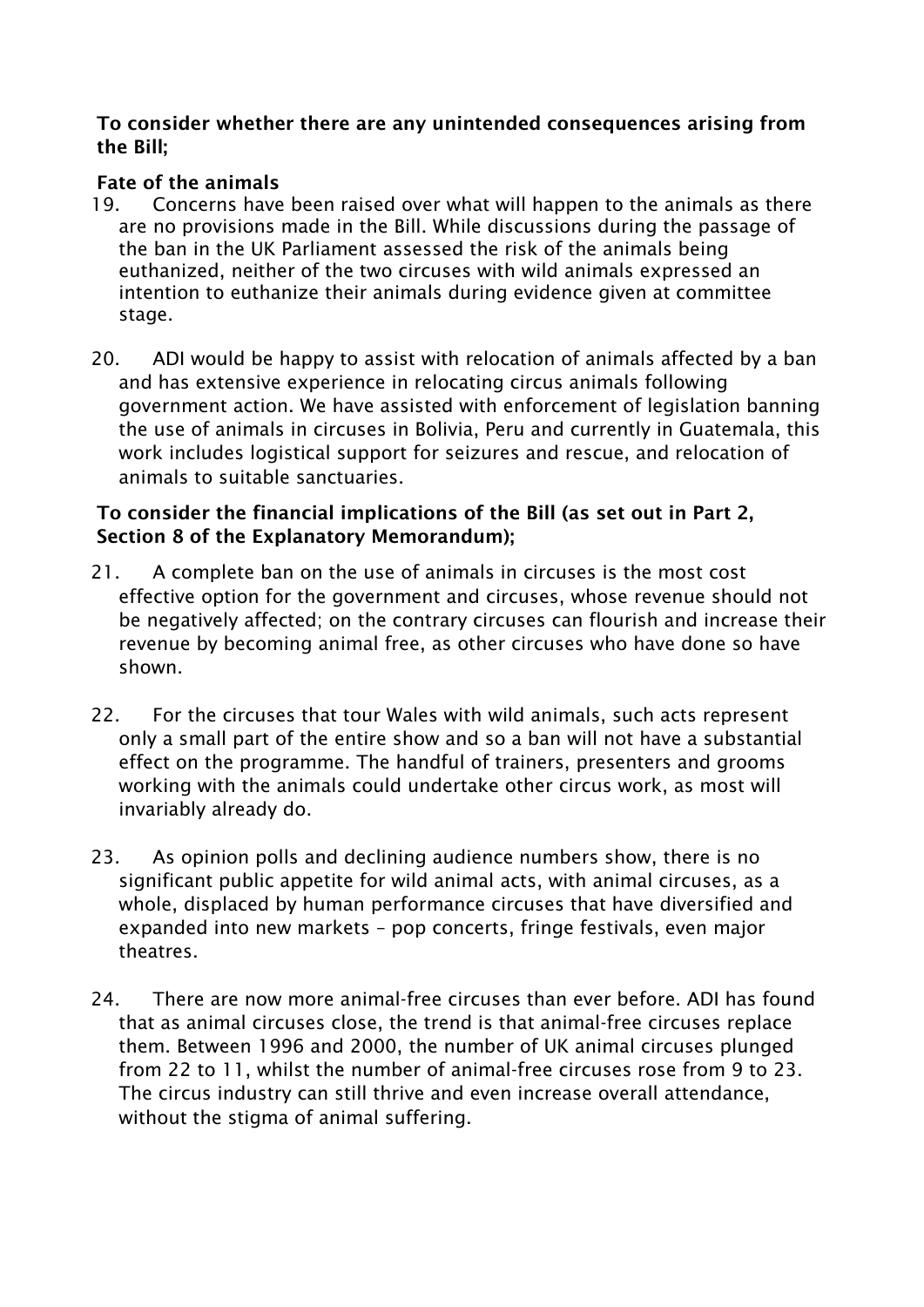**To consider whether there are any unintended consequences arising from the Bill;**

**Fate of the animals**

19. Concerns have been raised over what will happen to the animals as there are no provisions made in the Bill. While discussions during the passage of the ban in the UK Parliament assessed the risk of the animals being euthanized, neither of the two circuses with wild animals expressed an intention to euthanize their animals during evidence given at committee stage.

20. ADI would be happy to assist with relocation of animals affected by a ban and has extensive experience in relocating circus animals following government action. We have assisted with enforcement of legislation banning the use of animals in circuses in Bolivia, Peru and currently in Guatemala, this work includes logistical support for seizures and rescue, and relocation of animals to suitable sanctuaries.

**To consider the financial implications of the Bill (as set out in Part 2, Section 8 of the Explanatory Memorandum);**

21. A complete ban on the use of animals in circuses is the most cost effective option for the government and circuses, whose revenue should not be negatively affected; on the contrary circuses can flourish and increase their revenue by becoming animal free, as other circuses who have done so have shown.

22. For the circuses that tour Wales with wild animals, such acts represent only a small part of the entire show and so a ban will not have a substantial effect on the programme. The handful of trainers, presenters and grooms working with the animals could undertake other circus work, as most will invariably already do.

23. As opinion polls and declining audience numbers show, there is no significant public appetite for wild animal acts, with animal circuses, as a whole, displaced by human performance circuses that have diversified and expanded into new markets – pop concerts, fringe festivals, even major theatres.

24. There are now more animal-free circuses than ever before. ADI has found that as animal circuses close, the trend is that animal-free circuses replace them. Between 1996 and 2000, the number of UK animal circuses plunged from 22 to 11, whilst the number of animal-free circuses rose from 9 to 23. The circus industry can still thrive and even increase overall attendance, without the stigma of animal suffering.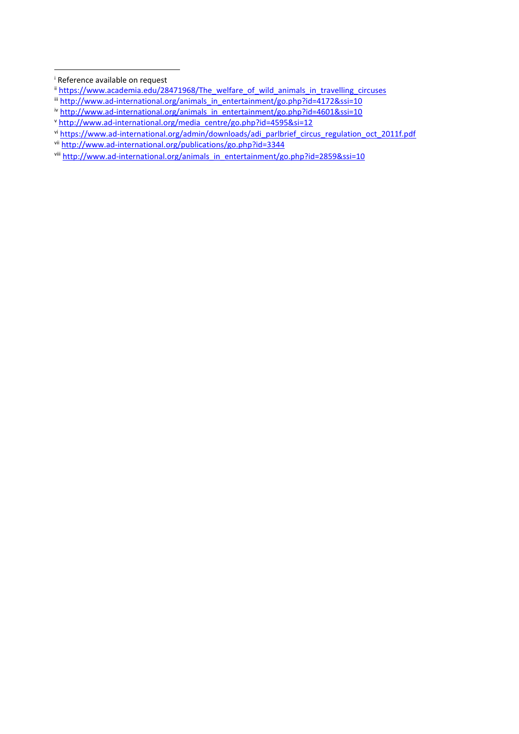---

[i] Reference available on request

[ii] https://www.academia.edu/28471968/The_welfare_of_wild_animals_in_travelling_circuses

[iii] http://www.ad-international.org/animals_in_entertainment/go.php?id=4172&ssi=10

[iv] http://www.ad-international.org/animals_in_entertainment/go.php?id=4601&ssi=10

[v] http://www.ad-international.org/media_centre/go.php?id=4595&si=12

[vi] https://www.ad-international.org/admin/downloads/adi_parlbrief_circus_regulation_oct_2011f.pdf

[vii] http://www.ad-international.org/publications/go.php?id=3344

[viii] http://www.ad-international.org/animals_in_entertainment/go.php?id=2859&ssi=10